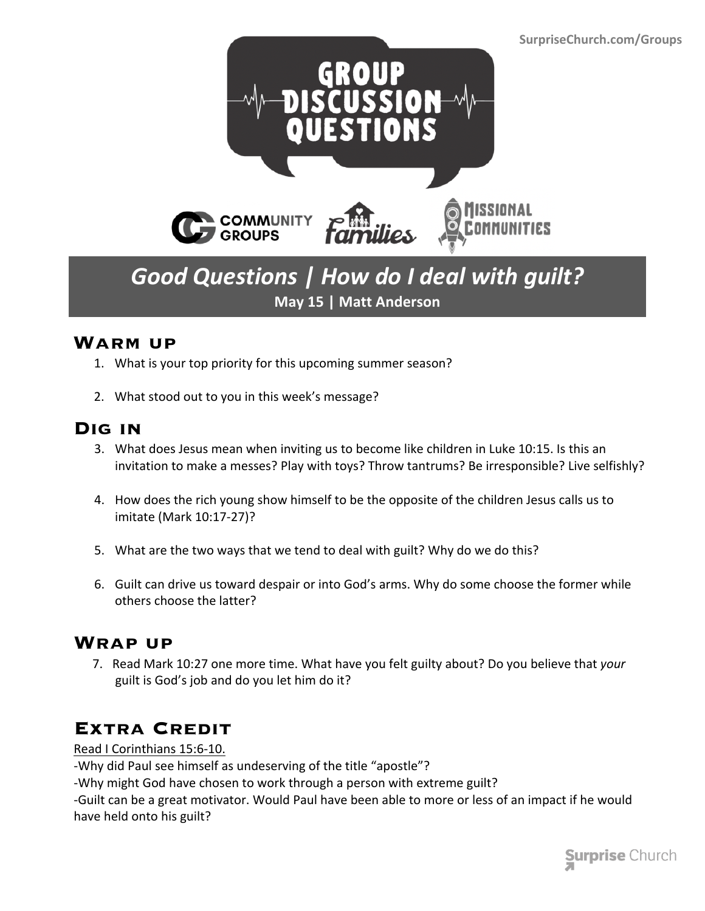SurpriseChurch.com/Groups

# GROUP DISCUSSION QUESTIONS

COMMUNITY GROUPS | Families | MISSIONAL COMMUNITIES

## *Good Questions | How do I deal with guilt?*

**May 15 | Matt Anderson**

## Warm up

1. What is your top priority for this upcoming summer season?

2. What stood out to you in this week's message?

## Dig in

3. What does Jesus mean when inviting us to become like children in Luke 10:15. Is this an invitation to make a messes? Play with toys? Throw tantrums? Be irresponsible? Live selfishly?

4. How does the rich young show himself to be the opposite of the children Jesus calls us to imitate (Mark 10:17-27)?

5. What are the two ways that we tend to deal with guilt? Why do we do this?

6. Guilt can drive us toward despair or into God's arms. Why do some choose the former while others choose the latter?

## Wrap up

7. Read Mark 10:27 one more time. What have you felt guilty about? Do you believe that *your* guilt is God's job and do you let him do it?

## Extra Credit

Read I Corinthians 15:6-10.

-Why did Paul see himself as undeserving of the title "apostle"?

-Why might God have chosen to work through a person with extreme guilt?

-Guilt can be a great motivator. Would Paul have been able to more or less of an impact if he would have held onto his guilt?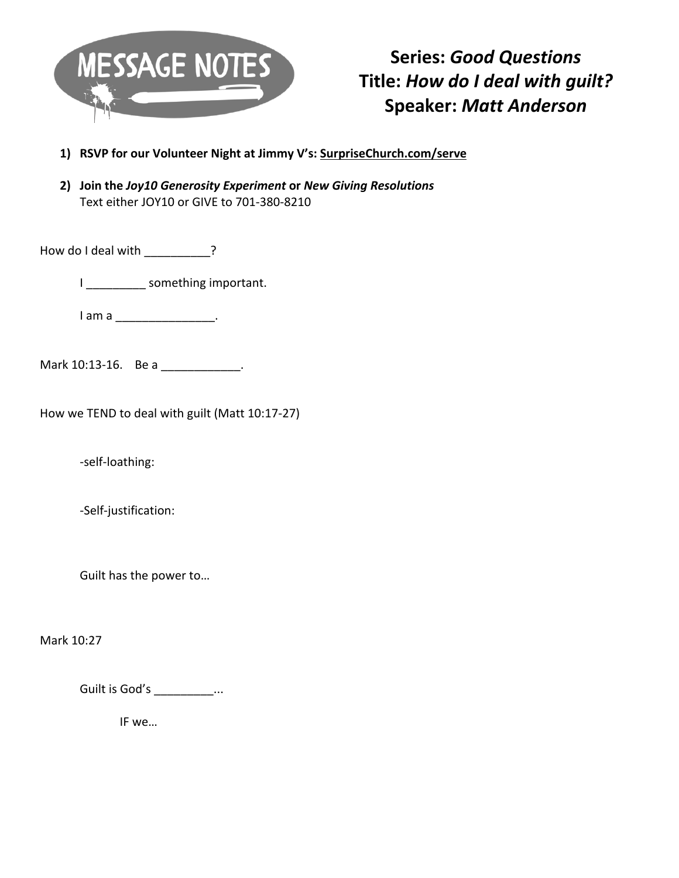MESSAGE NOTES

**Series:** ***Good Questions***
**Title:** ***How do I deal with guilt?***
**Speaker:** ***Matt Anderson***

1) **RSVP for our Volunteer Night at Jimmy V's: SurpriseChurch.com/serve**
2) **Join the *Joy10 Generosity Experiment* or *New Giving Resolutions***
   Text either JOY10 or GIVE to 701-380-8210

How do I deal with __________?

I _________ something important.

I am a _______________.

Mark 10:13-16. Be a ____________.

How we TEND to deal with guilt (Matt 10:17-27)

-self-loathing:

-Self-justification:

Guilt has the power to…

Mark 10:27

Guilt is God's _________...

IF we…